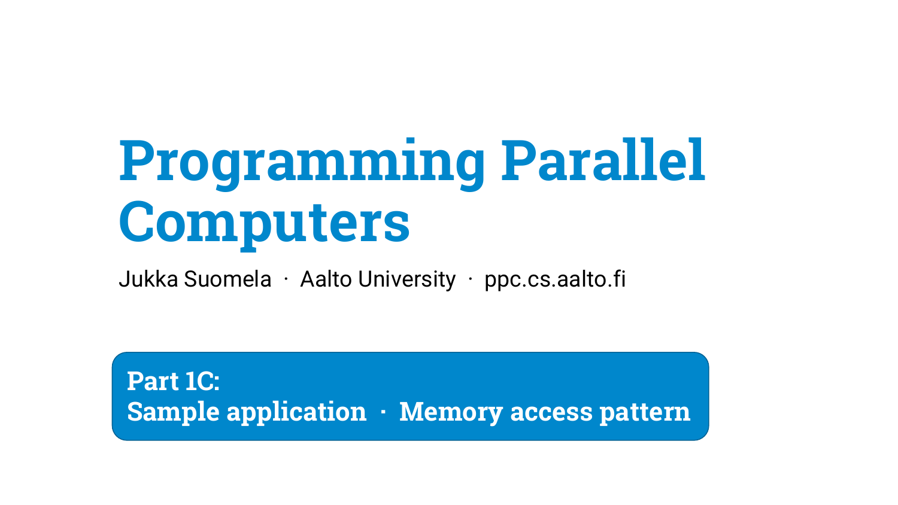# Programming Parallel Computers

Jukka Suomela · Aalto University · ppc.cs.aalto.fi

**Part 1C:**
**Sample application · Memory access pattern**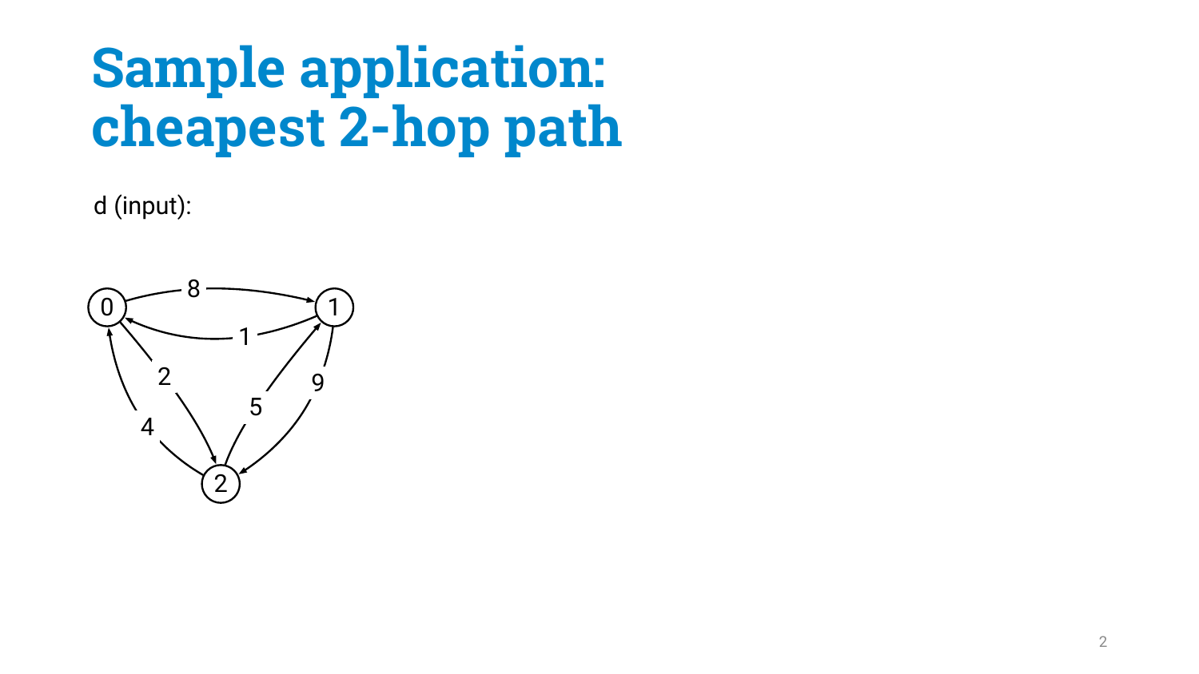# Sample application: cheapest 2-hop path

d (input):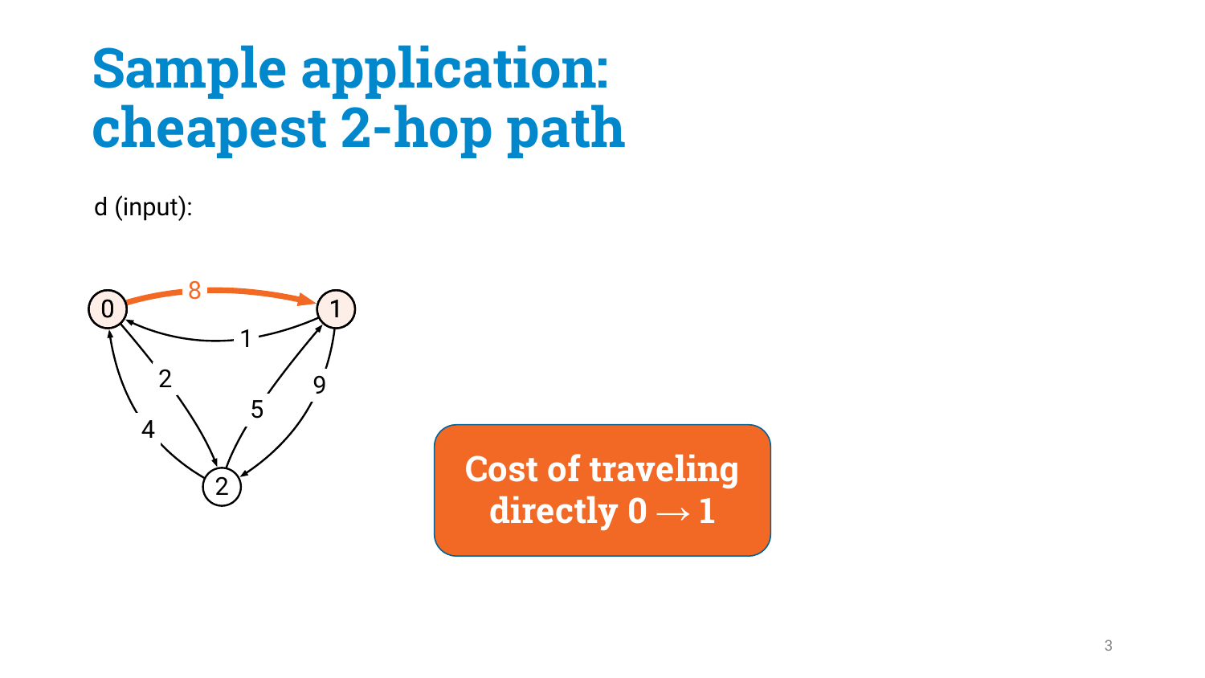# Sample application: cheapest 2-hop path

d (input):

Cost of traveling directly $0 \rightarrow 1$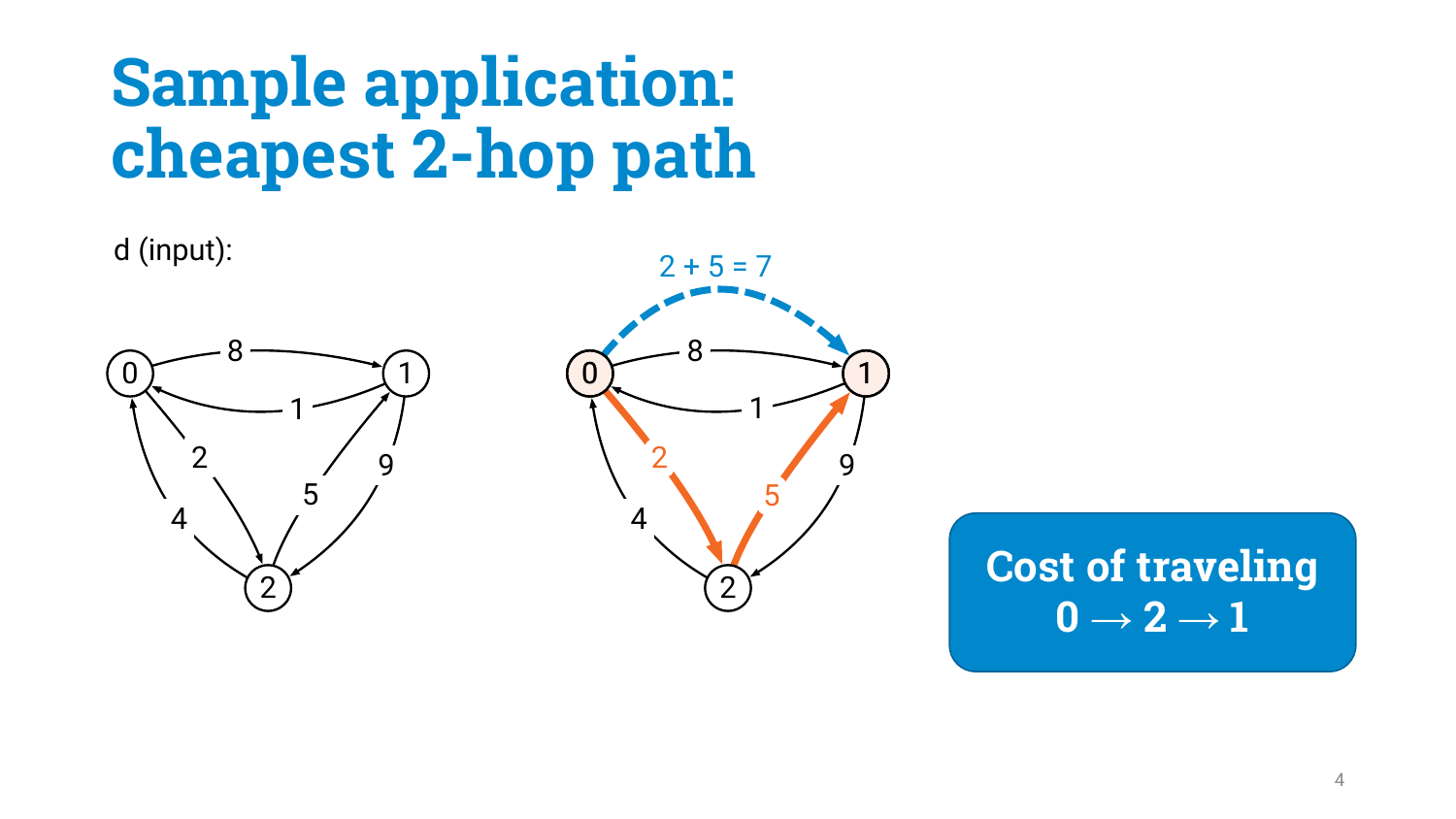# Sample application: cheapest 2-hop path

d (input):

2 + 5 = 7

**Cost of traveling $0 \rightarrow 2 \rightarrow 1$**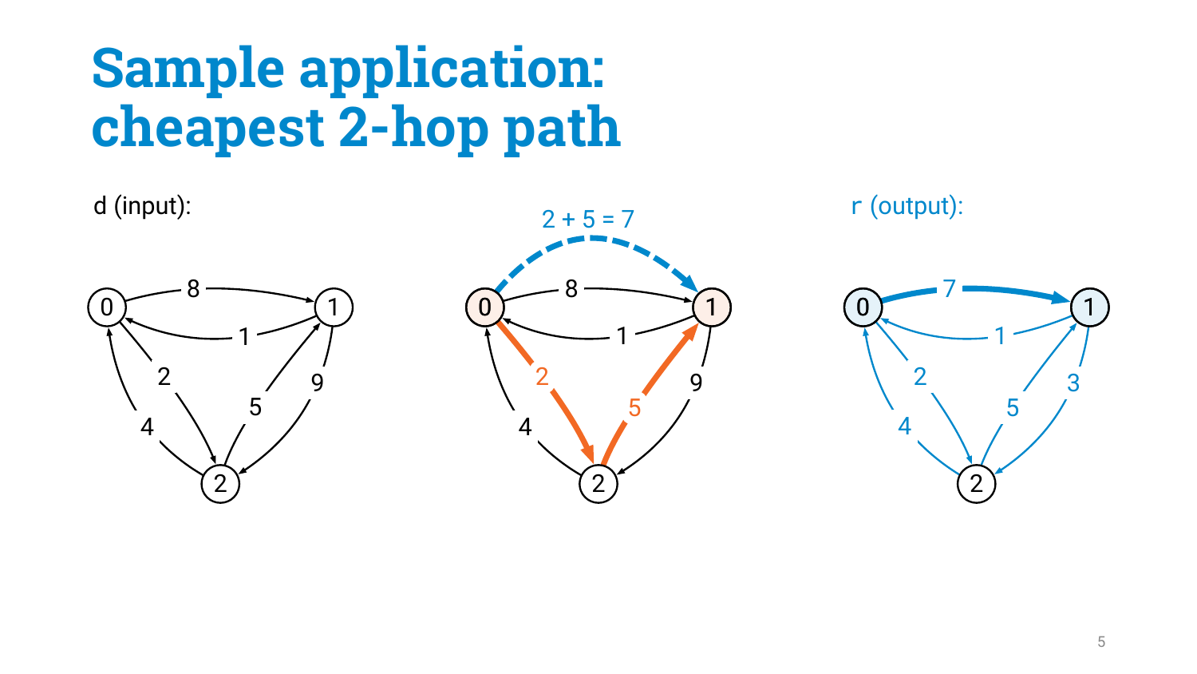# Sample application: cheapest 2-hop path

d (input):

2 + 5 = 7

r (output):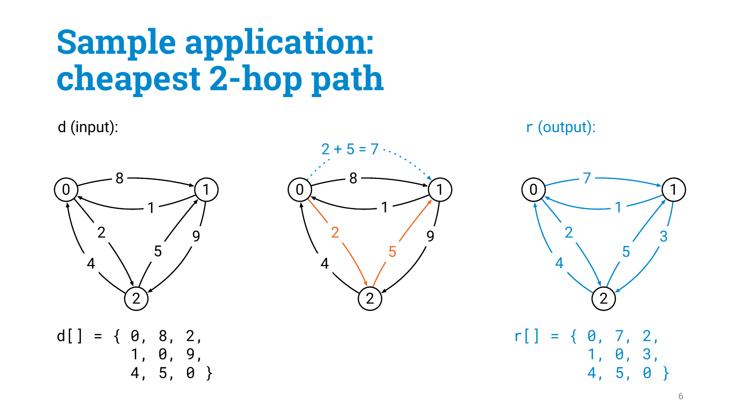# Sample application: cheapest 2-hop path

d (input):

2 + 5 = 7

r (output):

```
d[] = { 0, 8, 2,
        1, 0, 9,
        4, 5, 0 }
```

```
r[] = { 0, 7, 2,
        1, 0, 3,
        4, 5, 0 }
```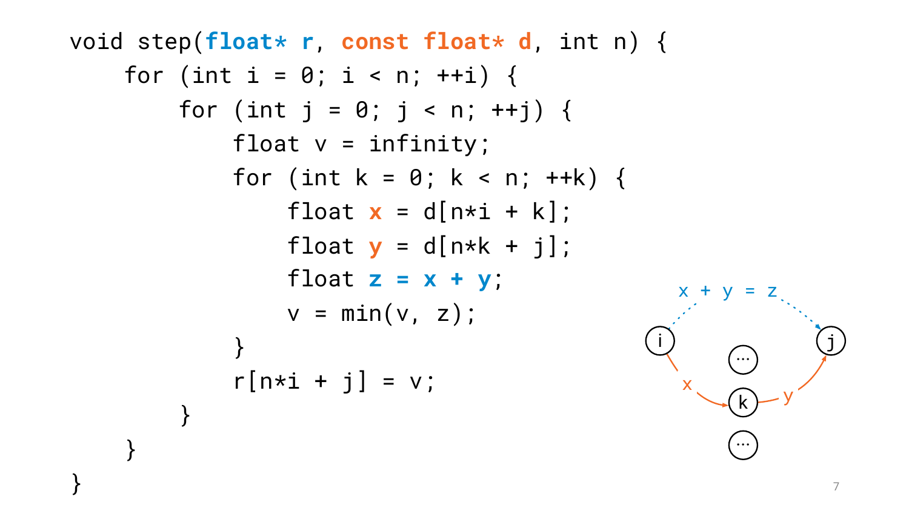```
void step(float* r, const float* d, int n) {
    for (int i = 0; i < n; ++i) {
        for (int j = 0; j < n; ++j) {
            float v = infinity;
            for (int k = 0; k < n; ++k) {
                float x = d[n*i + k];
                float y = d[n*k + j];
                float z = x + y;
                v = min(v, z);
            }
            r[n*i + j] = v;
        }
    }
}
```

x + y = z

i, j, k, x, y, …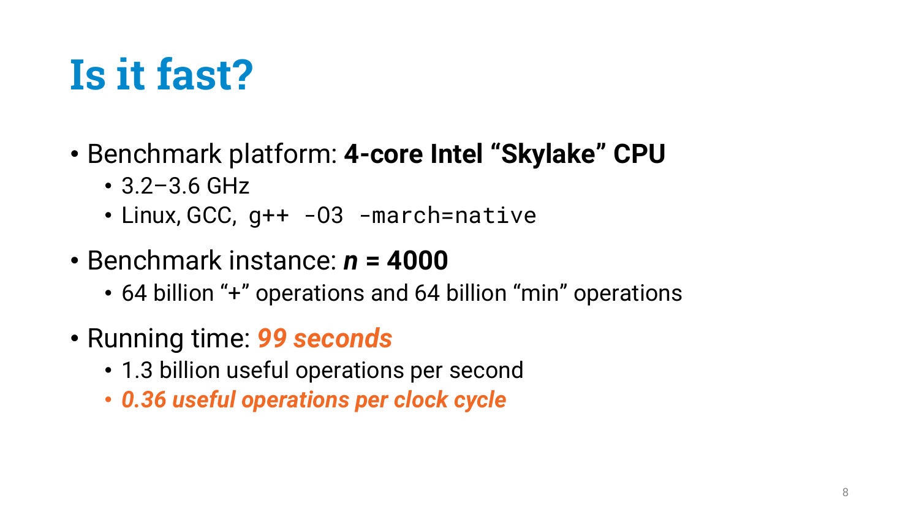# Is it fast?

- Benchmark platform: **4-core Intel "Skylake" CPU**
  - 3.2–3.6 GHz
  - Linux, GCC, `g++ -O3 -march=native`
- Benchmark instance: ***n* = 4000**
  - 64 billion "+" operations and 64 billion "min" operations
- Running time: ***99 seconds***
  - 1.3 billion useful operations per second
  - ***0.36 useful operations per clock cycle***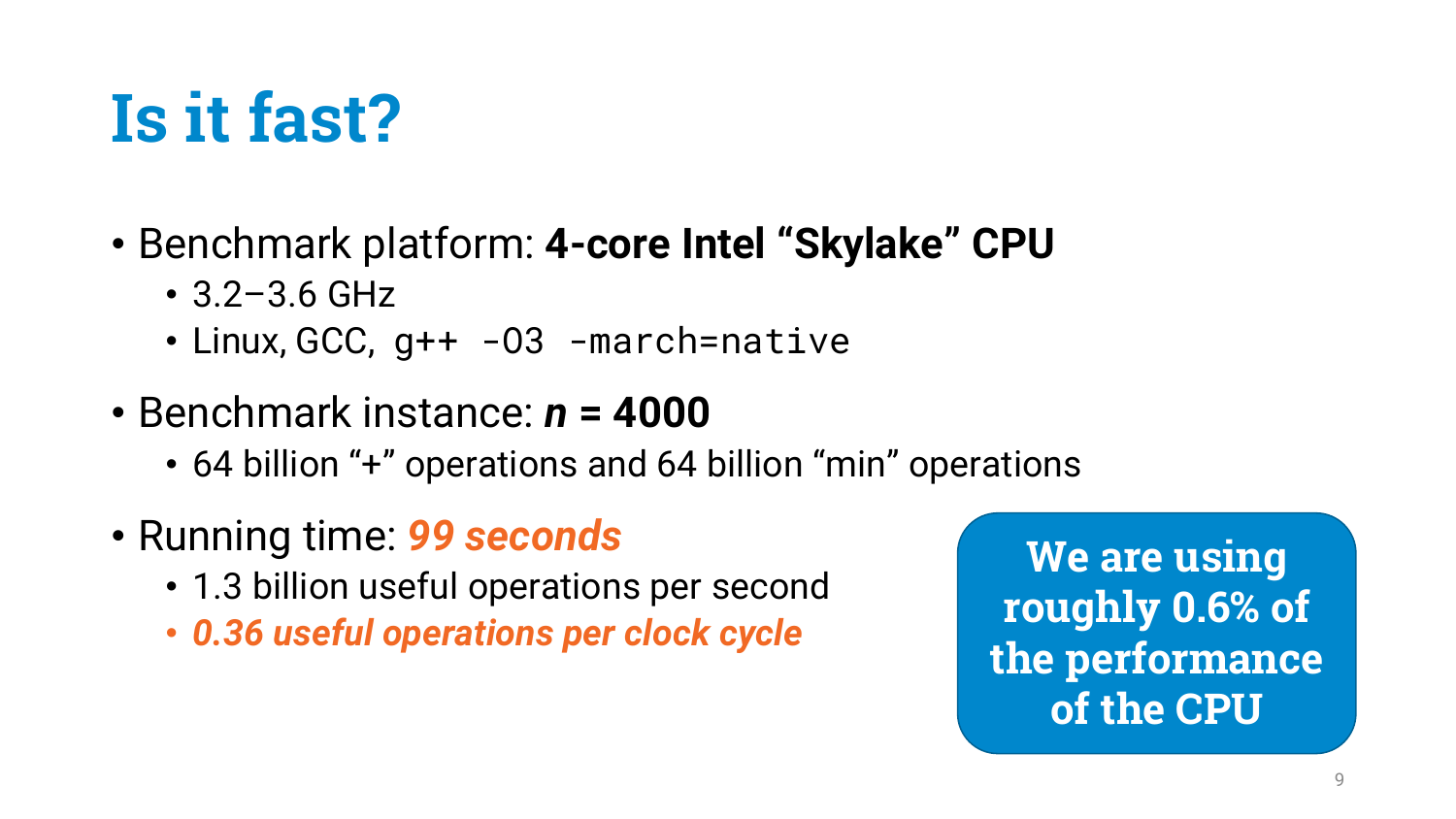# Is it fast?

- Benchmark platform: **4-core Intel "Skylake" CPU**
  - 3.2–3.6 GHz
  - Linux, GCC, `g++ -O3 -march=native`
- Benchmark instance: ***n* = 4000**
  - 64 billion "+" operations and 64 billion "min" operations
- Running time: ***99 seconds***
  - 1.3 billion useful operations per second
  - ***0.36 useful operations per clock cycle***

**We are using roughly 0.6% of the performance of the CPU**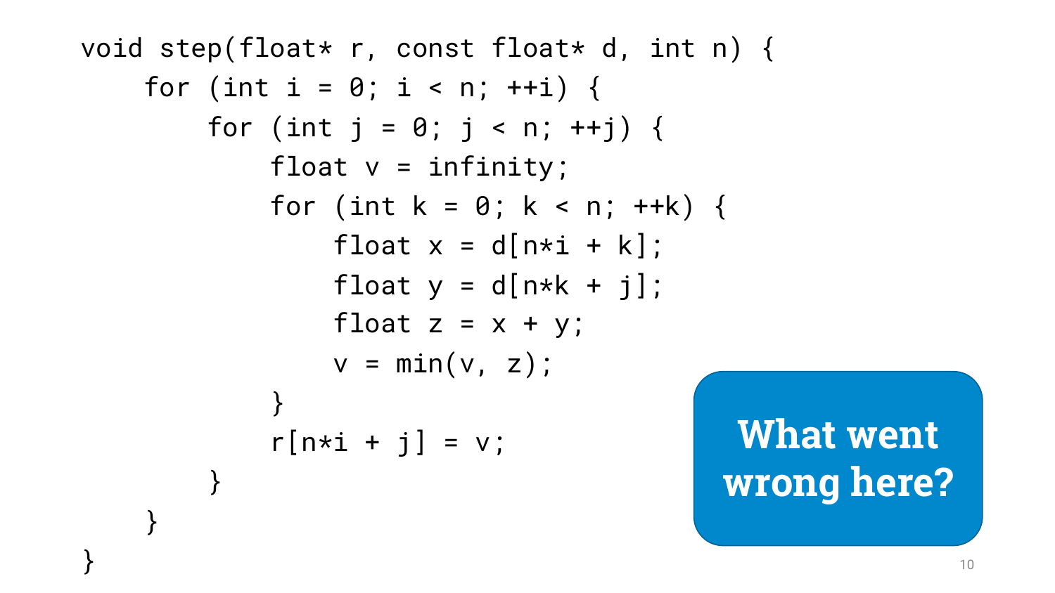```
void step(float* r, const float* d, int n) {
    for (int i = 0; i < n; ++i) {
        for (int j = 0; j < n; ++j) {
            float v = infinity;
            for (int k = 0; k < n; ++k) {
                float x = d[n*i + k];
                float y = d[n*k + j];
                float z = x + y;
                v = min(v, z);
            }
            r[n*i + j] = v;
        }
    }
}
```

**What went wrong here?**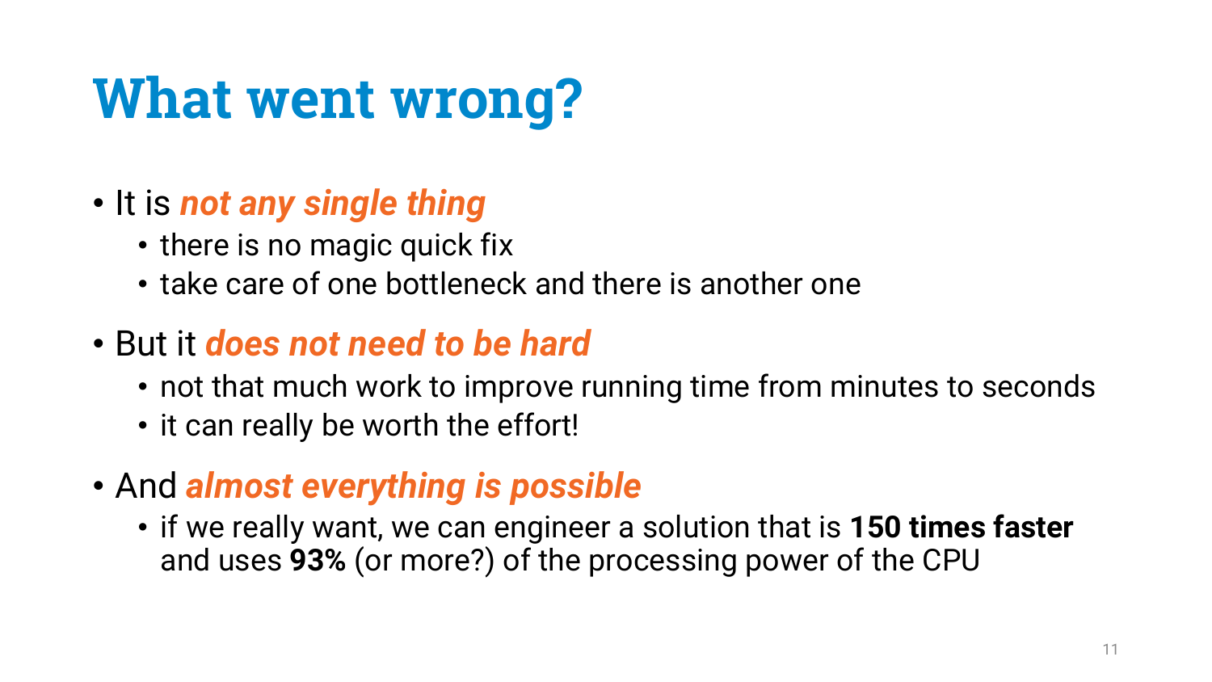# What went wrong?

- It is ***not any single thing***
  - there is no magic quick fix
  - take care of one bottleneck and there is another one
- But it ***does not need to be hard***
  - not that much work to improve running time from minutes to seconds
  - it can really be worth the effort!
- And ***almost everything is possible***
  - if we really want, we can engineer a solution that is **150 times faster** and uses **93%** (or more?) of the processing power of the CPU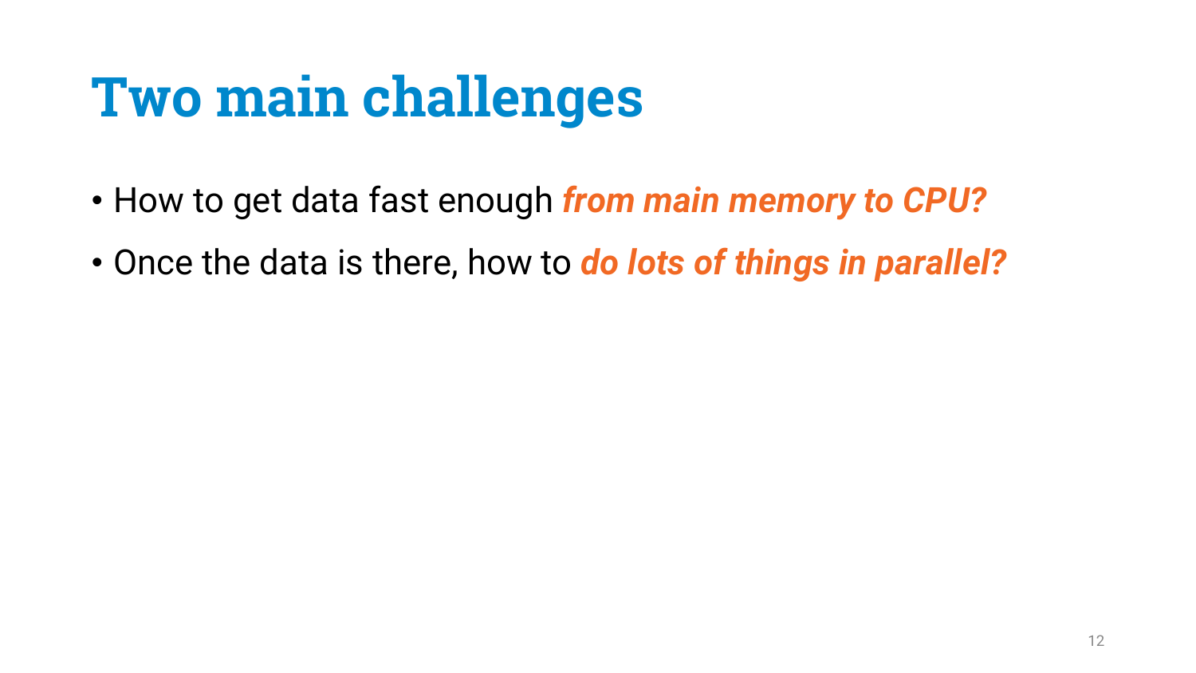# Two main challenges

- How to get data fast enough ***from main memory to CPU?***
- Once the data is there, how to ***do lots of things in parallel?***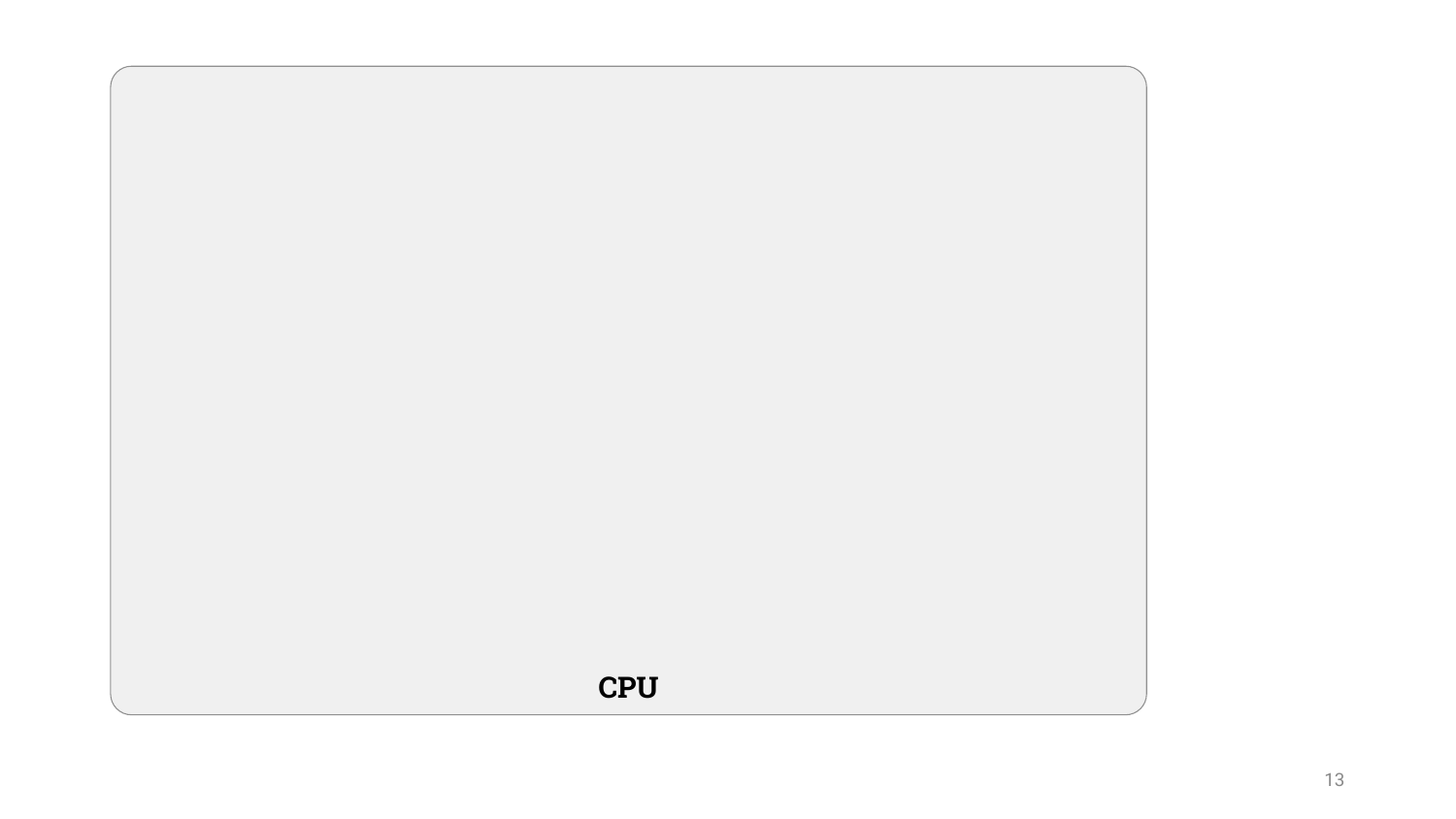**CPU**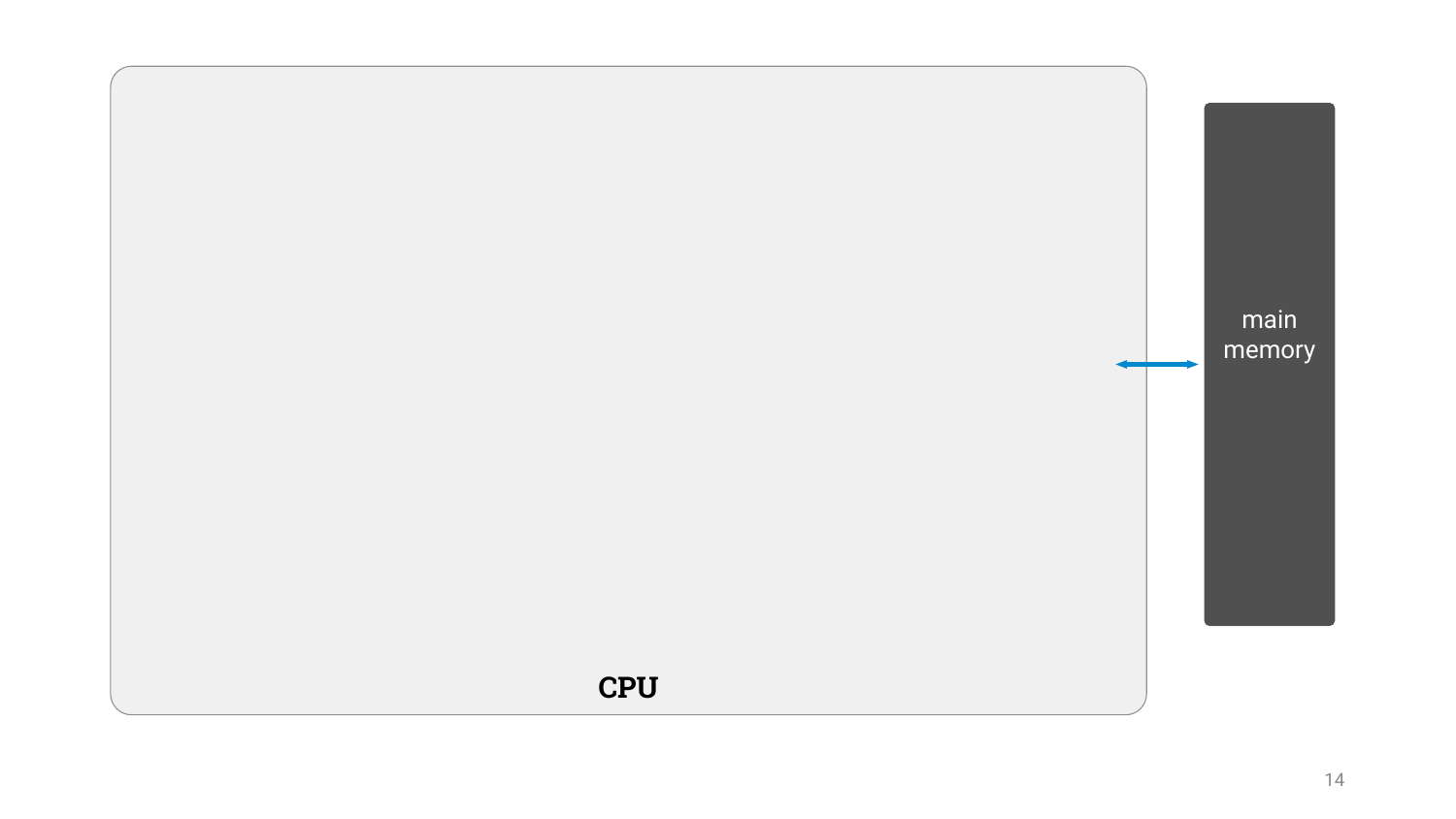main memory

CPU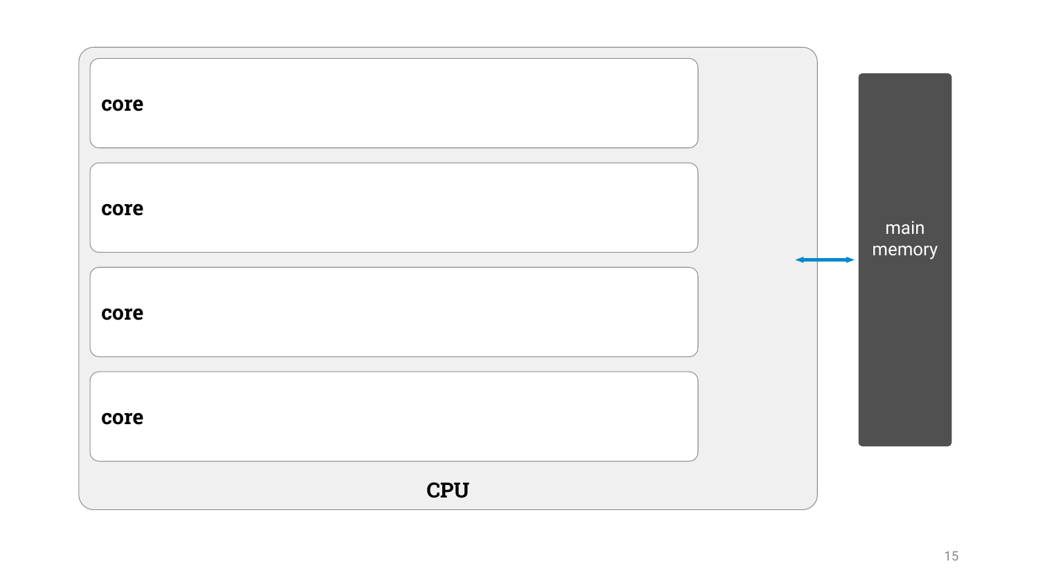core

core

core

core

CPU

main memory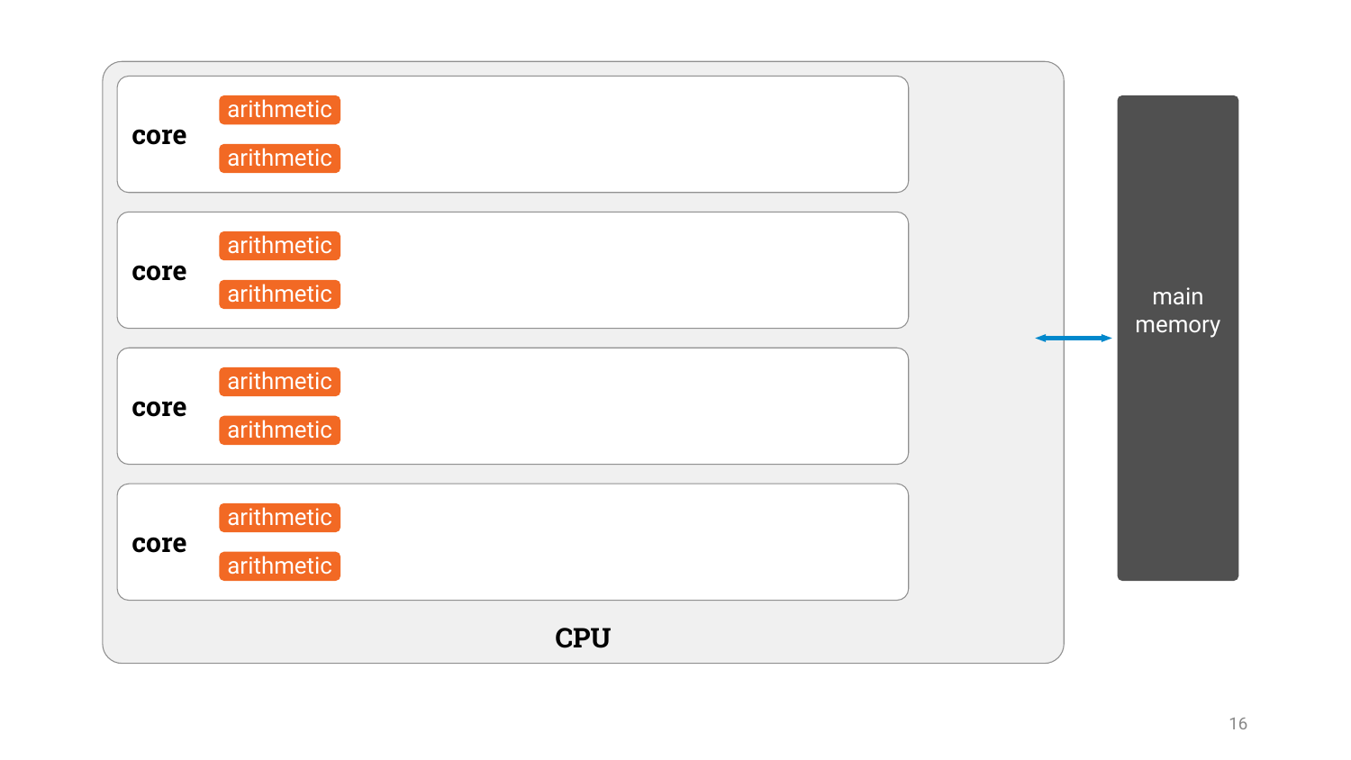core

arithmetic

arithmetic

core

arithmetic

arithmetic

core

arithmetic

arithmetic

core

arithmetic

arithmetic

**CPU**

main memory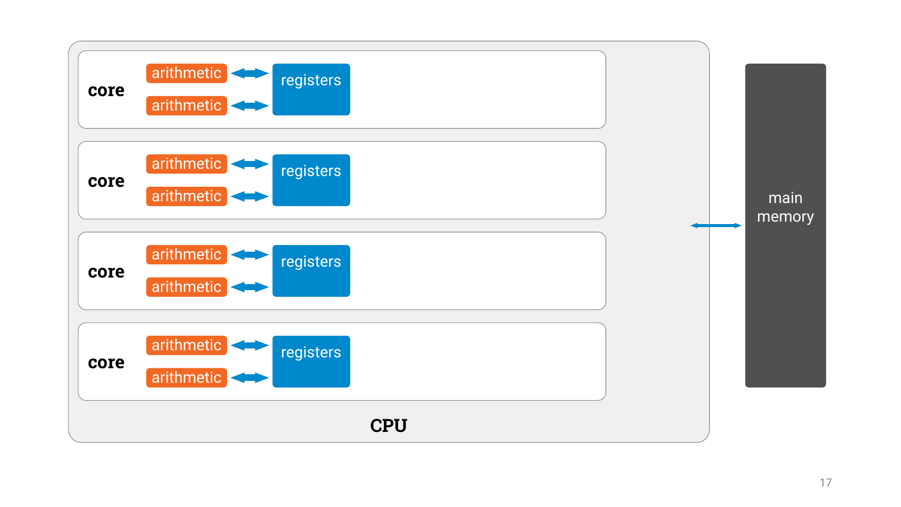core

arithmetic

arithmetic

registers

core

arithmetic

arithmetic

registers

core

arithmetic

arithmetic

registers

core

arithmetic

arithmetic

registers

CPU

main memory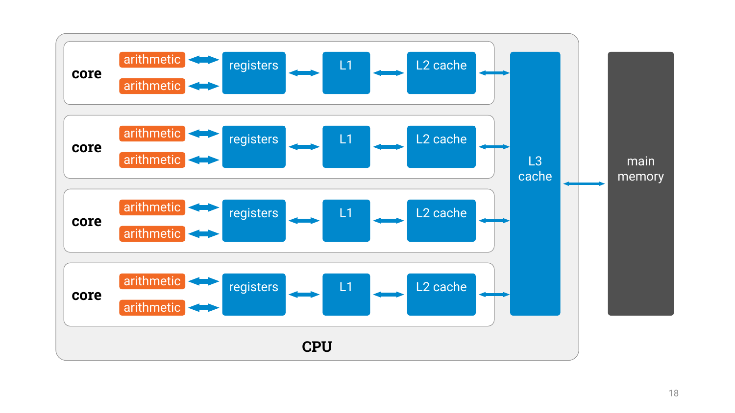core

arithmetic

arithmetic

registers

L1

L2 cache

core

arithmetic

arithmetic

registers

L1

L2 cache

core

arithmetic

arithmetic

registers

L1

L2 cache

core

arithmetic

arithmetic

registers

L1

L2 cache

L3 cache

main memory

**CPU**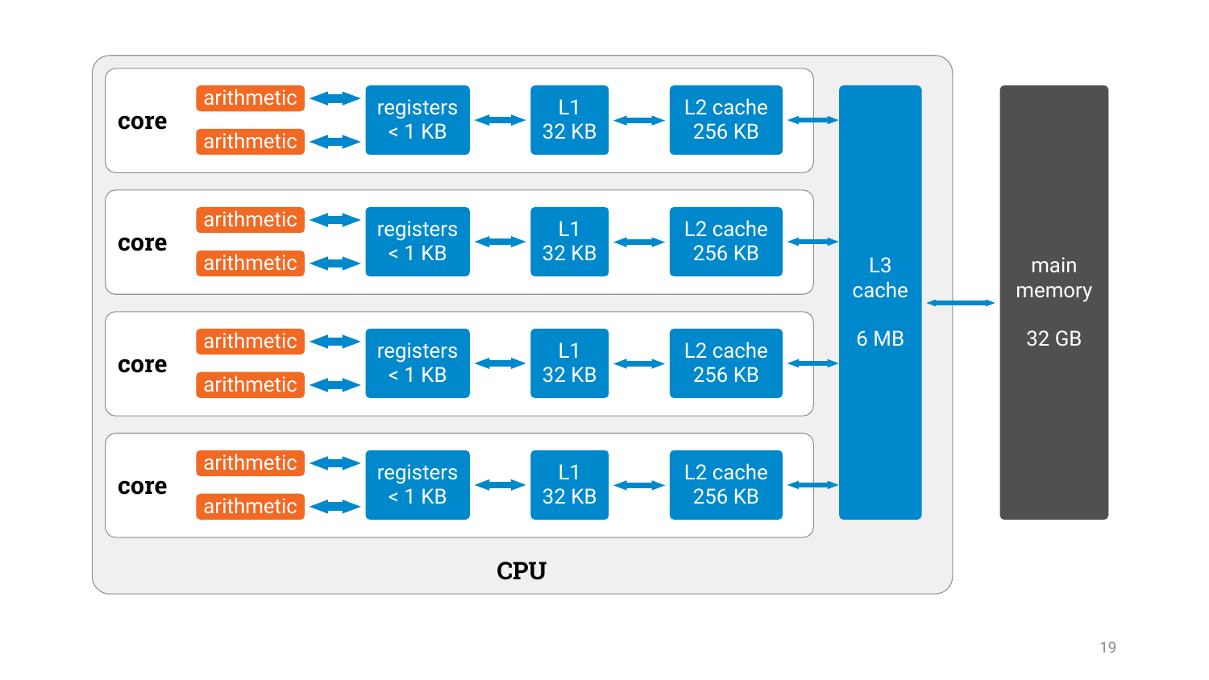core

arithmetic

arithmetic

registers
< 1 KB

L1
32 KB

L2 cache
256 KB

core

arithmetic

arithmetic

registers
< 1 KB

L1
32 KB

L2 cache
256 KB

core

arithmetic

arithmetic

registers
< 1 KB

L1
32 KB

L2 cache
256 KB

core

arithmetic

arithmetic

registers
< 1 KB

L1
32 KB

L2 cache
256 KB

L3
cache

6 MB

main
memory

32 GB

**CPU**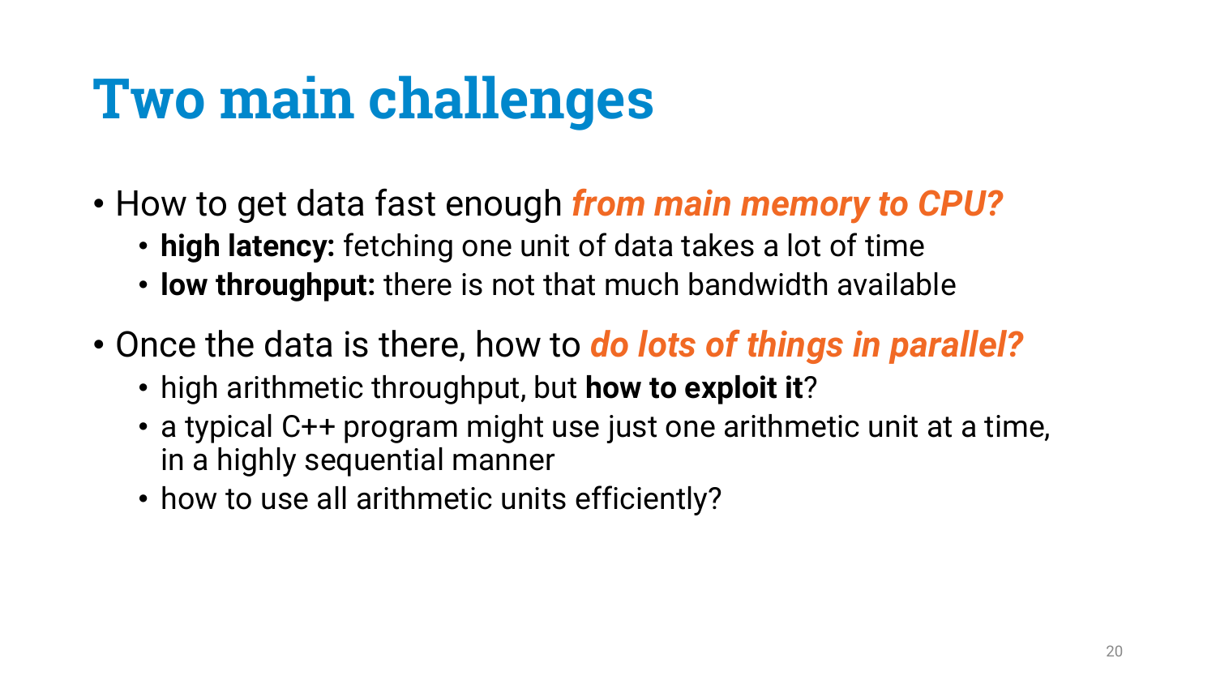# Two main challenges

- How to get data fast enough ***from main memory to CPU?***
  - **high latency:** fetching one unit of data takes a lot of time
  - **low throughput:** there is not that much bandwidth available
- Once the data is there, how to ***do lots of things in parallel?***
  - high arithmetic throughput, but **how to exploit it**?
  - a typical C++ program might use just one arithmetic unit at a time, in a highly sequential manner
  - how to use all arithmetic units efficiently?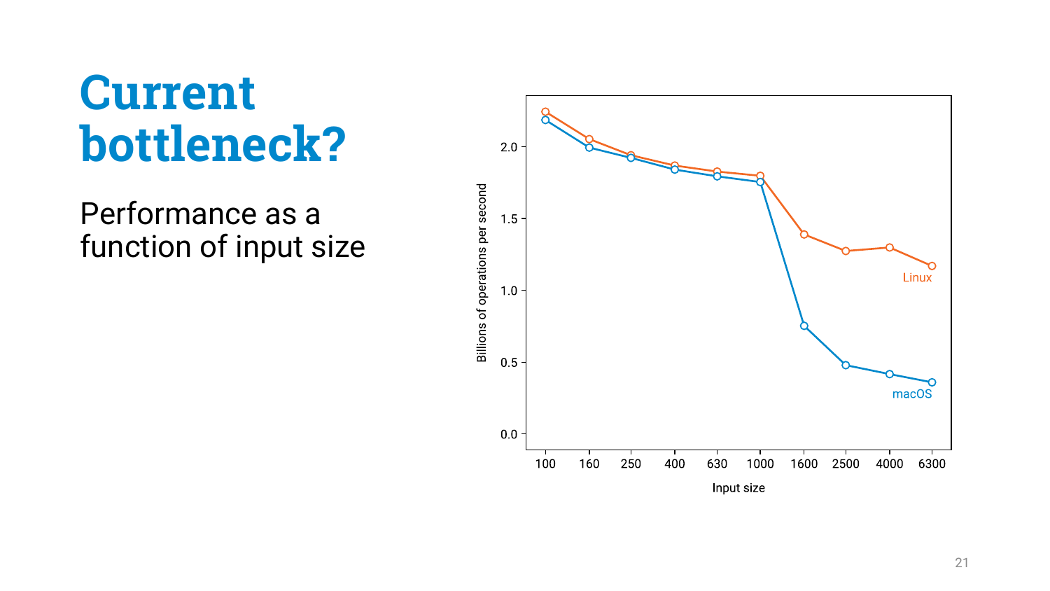# Current bottleneck?

Performance as a function of input size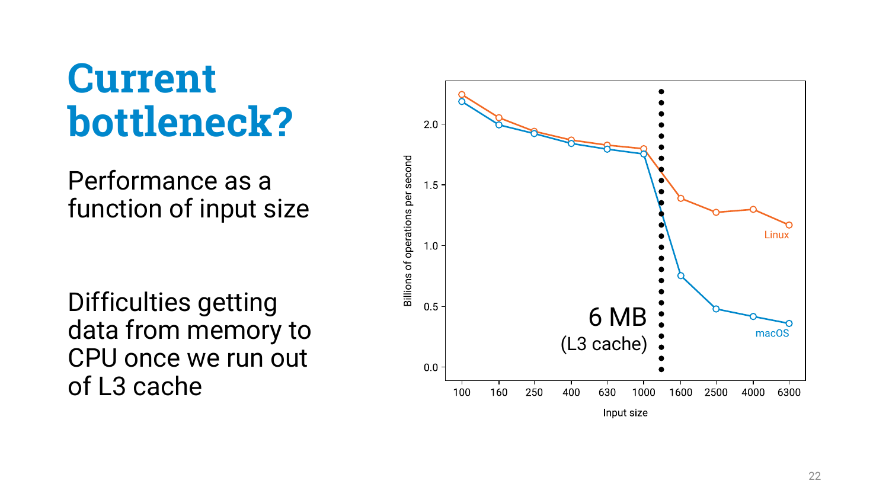# Current bottleneck?

Performance as a function of input size

Difficulties getting data from memory to CPU once we run out of L3 cache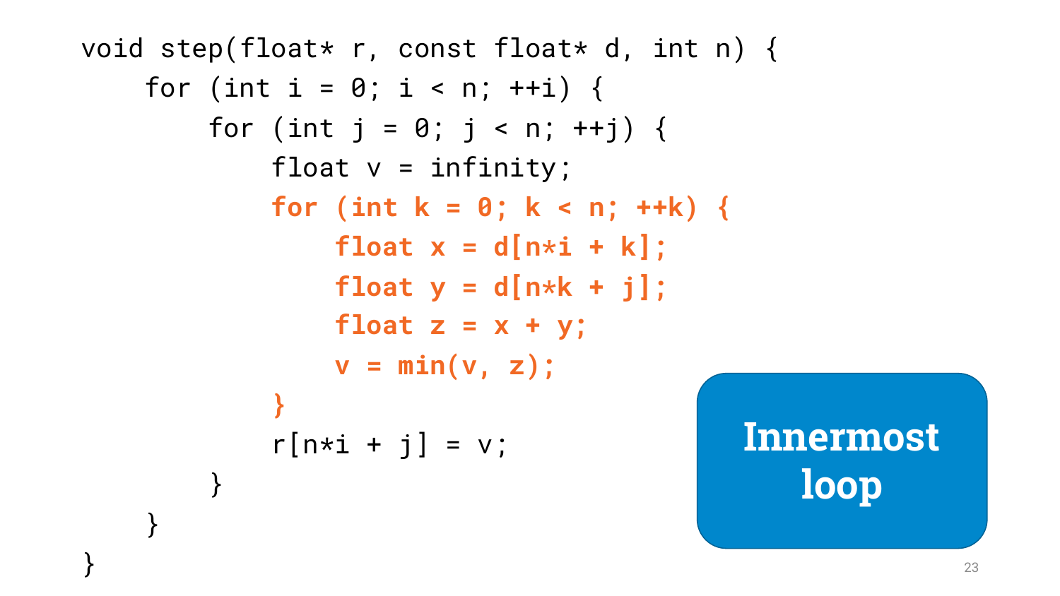```
void step(float* r, const float* d, int n) {
    for (int i = 0; i < n; ++i) {
        for (int j = 0; j < n; ++j) {
            float v = infinity;
            for (int k = 0; k < n; ++k) {
                float x = d[n*i + k];
                float y = d[n*k + j];
                float z = x + y;
                v = min(v, z);
            }
            r[n*i + j] = v;
        }
    }
}
```

**Innermost loop**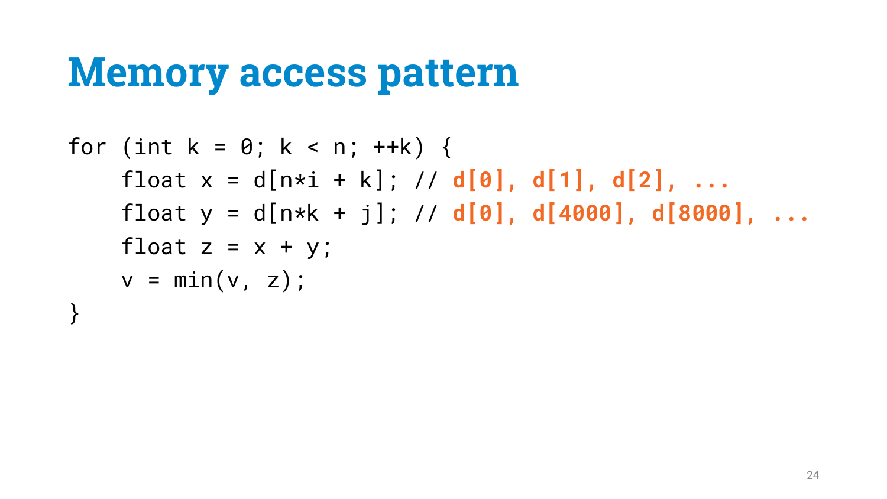# Memory access pattern

```
for (int k = 0; k < n; ++k) {
    float x = d[n*i + k]; // d[0], d[1], d[2], ...
    float y = d[n*k + j]; // d[0], d[4000], d[8000], ...
    float z = x + y;
    v = min(v, z);
}
```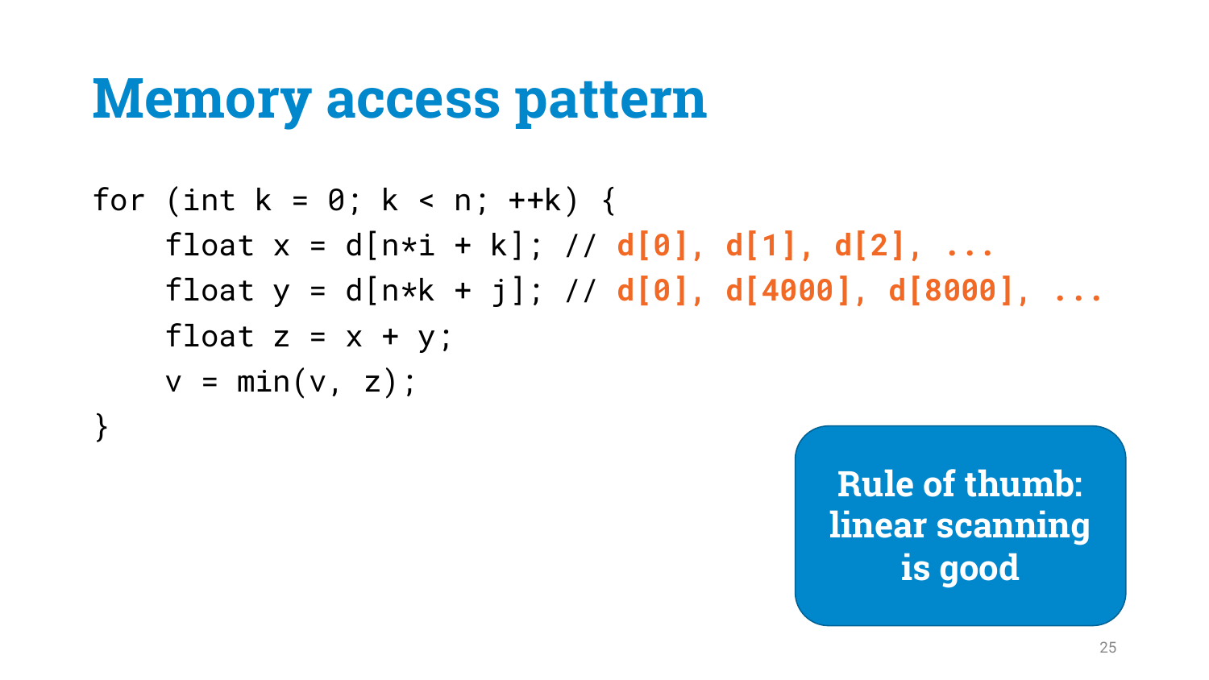# Memory access pattern

```
for (int k = 0; k < n; ++k) {
    float x = d[n*i + k]; // d[0], d[1], d[2], ...
    float y = d[n*k + j]; // d[0], d[4000], d[8000], ...
    float z = x + y;
    v = min(v, z);
}
```

**Rule of thumb: linear scanning is good**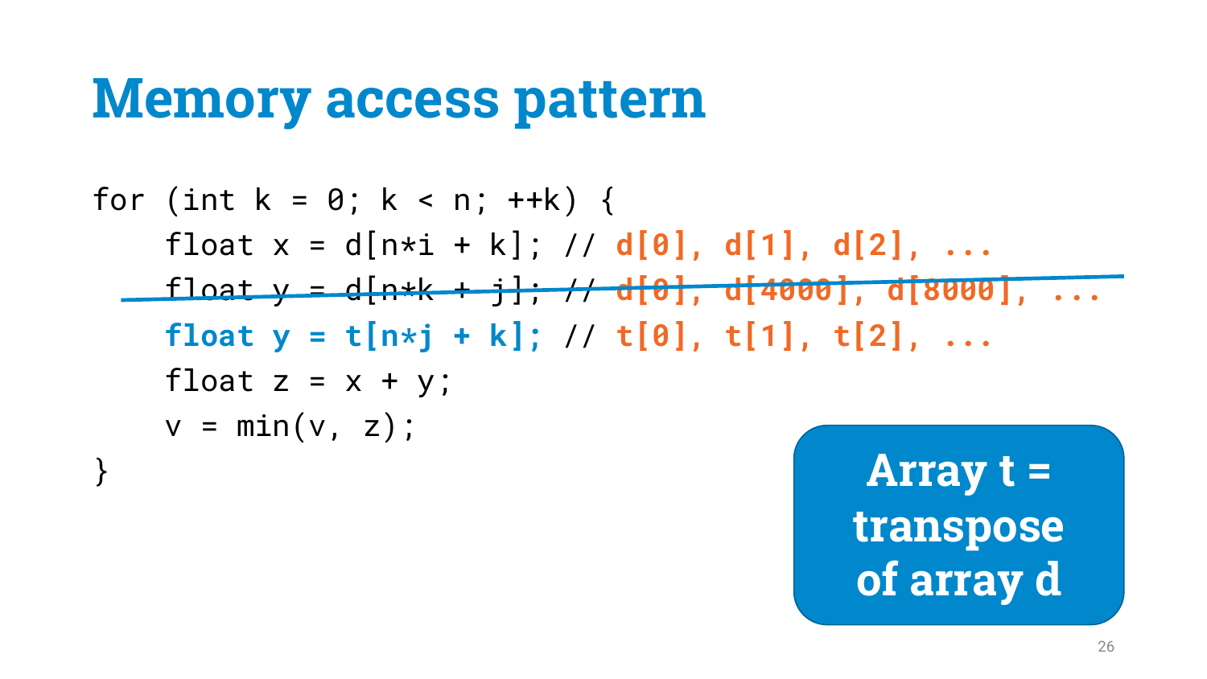# Memory access pattern

```
for (int k = 0; k < n; ++k) {
    float x = d[n*i + k]; // d[0], d[1], d[2], ...
    float y = d[n*k + j]; // d[0], d[4000], d[8000], ...
    float y = t[n*j + k]; // t[0], t[1], t[2], ...
    float z = x + y;
    v = min(v, z);
}
```

(The line `float y = d[n*k + j]; // d[0], d[4000], d[8000], ...` is struck through.)

**Array t = transpose of array d**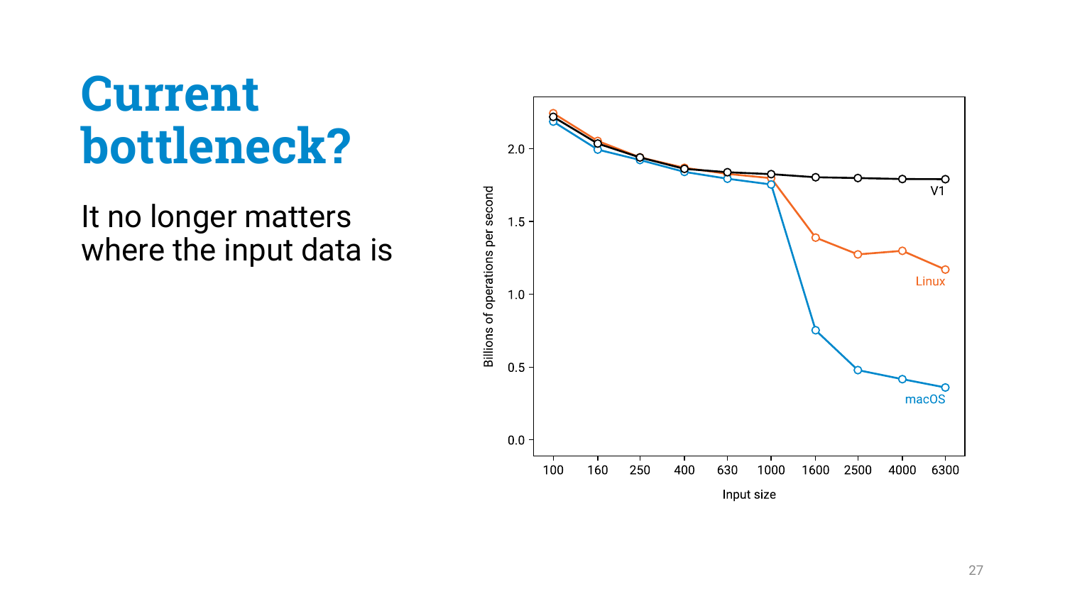# Current bottleneck?

It no longer matters where the input data is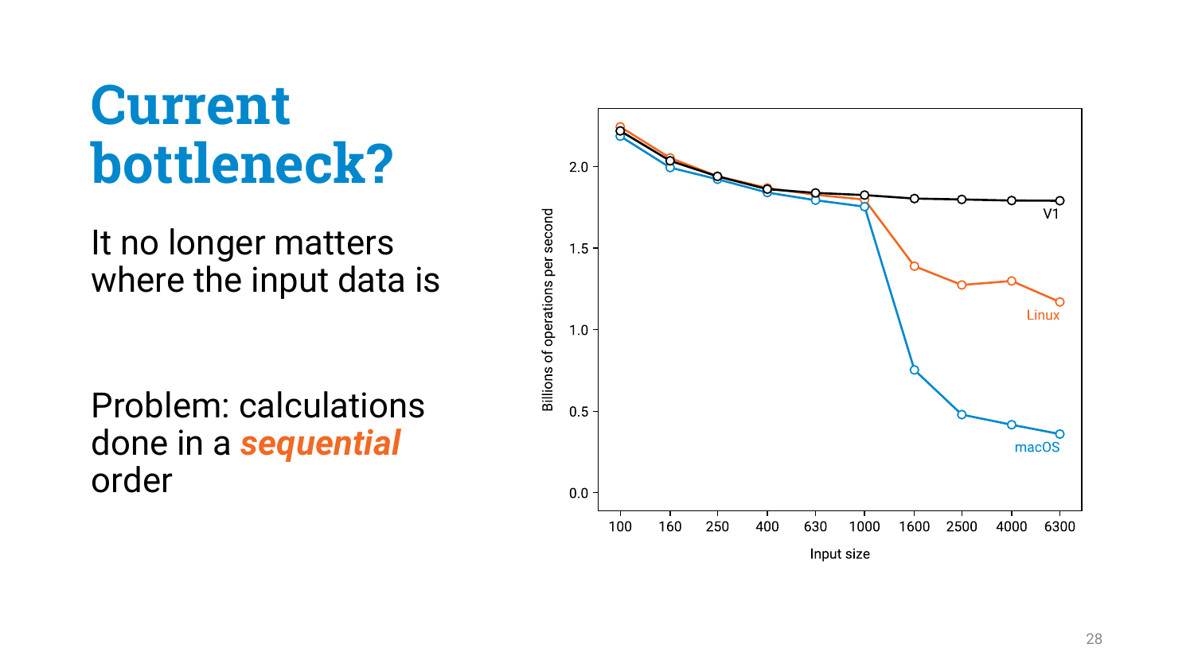# Current bottleneck?

It no longer matters where the input data is

Problem: calculations done in a ***sequential*** order

Billions of operations per second

2.0
1.5
1.0
0.5
0.0

100
160
250
400
630
1000
1600
2500
4000
6300

Input size

V1

Linux

macOS